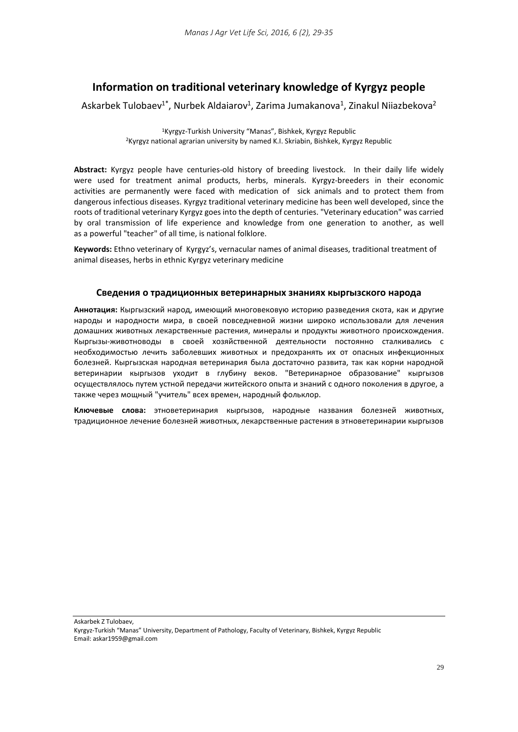# Information on traditional veterinary knowledge of Kyrgyz people

Askarbek Tulobaev[1*], Nurbek Aldaiarov[1], Zarima Jumakanova[1], Zinakul Niiazbekova[2]

[1]Kyrgyz-Turkish University "Manas", Bishkek, Kyrgyz Republic
[2]Kyrgyz national agrarian university by named K.I. Skriabin, Bishkek, Kyrgyz Republic

**Abstract:** Kyrgyz people have centuries-old history of breeding livestock. In their daily life widely were used for treatment animal products, herbs, minerals. Kyrgyz-breeders in their economic activities are permanently were faced with medication of sick animals and to protect them from dangerous infectious diseases. Kyrgyz traditional veterinary medicine has been well developed, since the roots of traditional veterinary Kyrgyz goes into the depth of centuries. "Veterinary education" was carried by oral transmission of life experience and knowledge from one generation to another, as well as a powerful "teacher" of all time, is national folklore.

**Keywords:** Ethno veterinary of Kyrgyz's, vernacular names of animal diseases, traditional treatment of animal diseases, herbs in ethnic Kyrgyz veterinary medicine

### Сведения о традиционных ветеринарных знаниях кыргызского народа

**Аннотация:** Кыргызский народ, имеющий многовековую историю разведения скота, как и другие народы и народности мира, в своей повседневной жизни широко использовали для лечения домашних животных лекарственные растения, минералы и продукты животного происхождения. Кыргызы-животноводы в своей хозяйственной деятельности постоянно сталкивались с необходимостью лечить заболевших животных и предохранять их от опасных инфекционных болезней. Кыргызская народная ветеринария была достаточно развита, так как корни народной ветеринарии кыргызов уходит в глубину веков. "Ветеринарное образование" кыргызов осуществлялось путем устной передачи житейского опыта и знаний с одного поколения в другое, а также через мощный "учитель" всех времен, народный фольклор.

**Ключевые слова:** этноветеринария кыргызов, народные названия болезней животных, традиционное лечение болезней животных, лекарственные растения в этноветеринарии кыргызов

---

Askarbek Z Tulobaev,
Kyrgyz-Turkish "Manas" University, Department of Pathology, Faculty of Veterinary, Bishkek, Kyrgyz Republic
Email: askar1959@gmail.com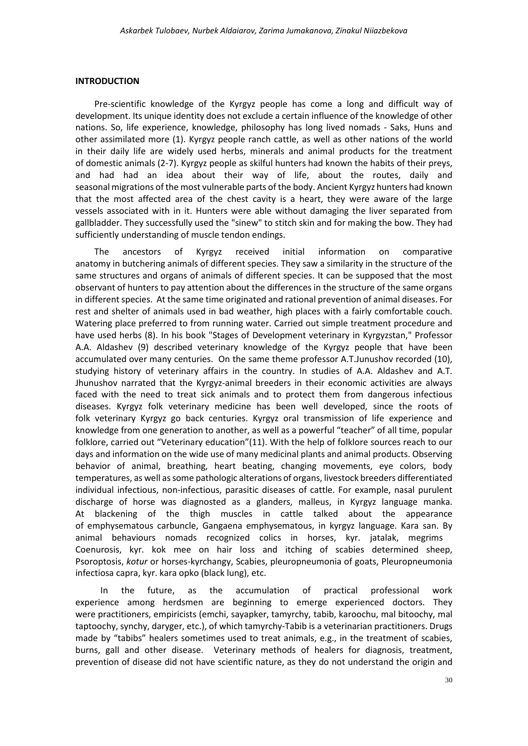## INTRODUCTION

Pre-scientific knowledge of the Kyrgyz people has come a long and difficult way of development. Its unique identity does not exclude a certain influence of the knowledge of other nations. So, life experience, knowledge, philosophy has long lived nomads - Saks, Huns and other assimilated more (1). Kyrgyz people ranch cattle, as well as other nations of the world in their daily life are widely used herbs, minerals and animal products for the treatment of domestic animals (2-7). Kyrgyz people as skilful hunters had known the habits of their preys, and had had an idea about their way of life, about the routes, daily and seasonal migrations of the most vulnerable parts of the body. Ancient Kyrgyz hunters had known that the most affected area of the chest cavity is a heart, they were aware of the large vessels associated with in it. Hunters were able without damaging the liver separated from gallbladder. They successfully used the "sinew" to stitch skin and for making the bow. They had sufficiently understanding of muscle tendon endings.

The ancestors of Kyrgyz received initial information on comparative anatomy in butchering animals of different species. They saw a similarity in the structure of the same structures and organs of animals of different species. It can be supposed that the most observant of hunters to pay attention about the differences in the structure of the same organs in different species. At the same time originated and rational prevention of animal diseases. For rest and shelter of animals used in bad weather, high places with a fairly comfortable couch. Watering place preferred to from running water. Carried out simple treatment procedure and have used herbs (8). In his book "Stages of Development veterinary in Kyrgyzstan," Professor A.A. Aldashev (9) described veterinary knowledge of the Kyrgyz people that have been accumulated over many centuries. On the same theme professor A.T.Junushov recorded (10), studying history of veterinary affairs in the country. In studies of A.A. Aldashev and A.T. Jhunushov narrated that the Kyrgyz-animal breeders in their economic activities are always faced with the need to treat sick animals and to protect them from dangerous infectious diseases. Kyrgyz folk veterinary medicine has been well developed, since the roots of folk veterinary Kyrgyz go back centuries. Kyrgyz oral transmission of life experience and knowledge from one generation to another, as well as a powerful "teacher" of all time, popular folklore, carried out "Veterinary education"(11). With the help of folklore sources reach to our days and information on the wide use of many medicinal plants and animal products. Observing behavior of animal, breathing, heart beating, changing movements, eye colors, body temperatures, as well as some pathologic alterations of organs, livestock breeders differentiated individual infectious, non-infectious, parasitic diseases of cattle. For example, nasal purulent discharge of horse was diagnosted as a glanders, malleus, in Kyrgyz language manka. At blackening of the thigh muscles in cattle talked about the appearance of emphysematous carbuncle, Gangaena emphysematous, in kyrgyz language. Kara san. By animal behaviours nomads recognized colics in horses, kyr. jatalak, megrims Coenurosis, kyr. kok mee on hair loss and itching of scabies determined sheep, Psoroptosis, *kotur* or horses-kyrchangy, Scabies, pleuropneumonia of goats, Pleuropneumonia infectiosa capra, kyr. kara opko (black lung), etc.

In the future, as the accumulation of practical professional work experience among herdsmen are beginning to emerge experienced doctors. They were practitioners, empiricists (emchi, sayapker, tamyrchy, tabib, karoochu, mal bitoochy, mal taptoochy, synchy, daryger, etc.), of which tamyrchy-Tabib is a veterinarian practitioners. Drugs made by "tabibs" healers sometimes used to treat animals, e.g., in the treatment of scabies, burns, gall and other disease. Veterinary methods of healers for diagnosis, treatment, prevention of disease did not have scientific nature, as they do not understand the origin and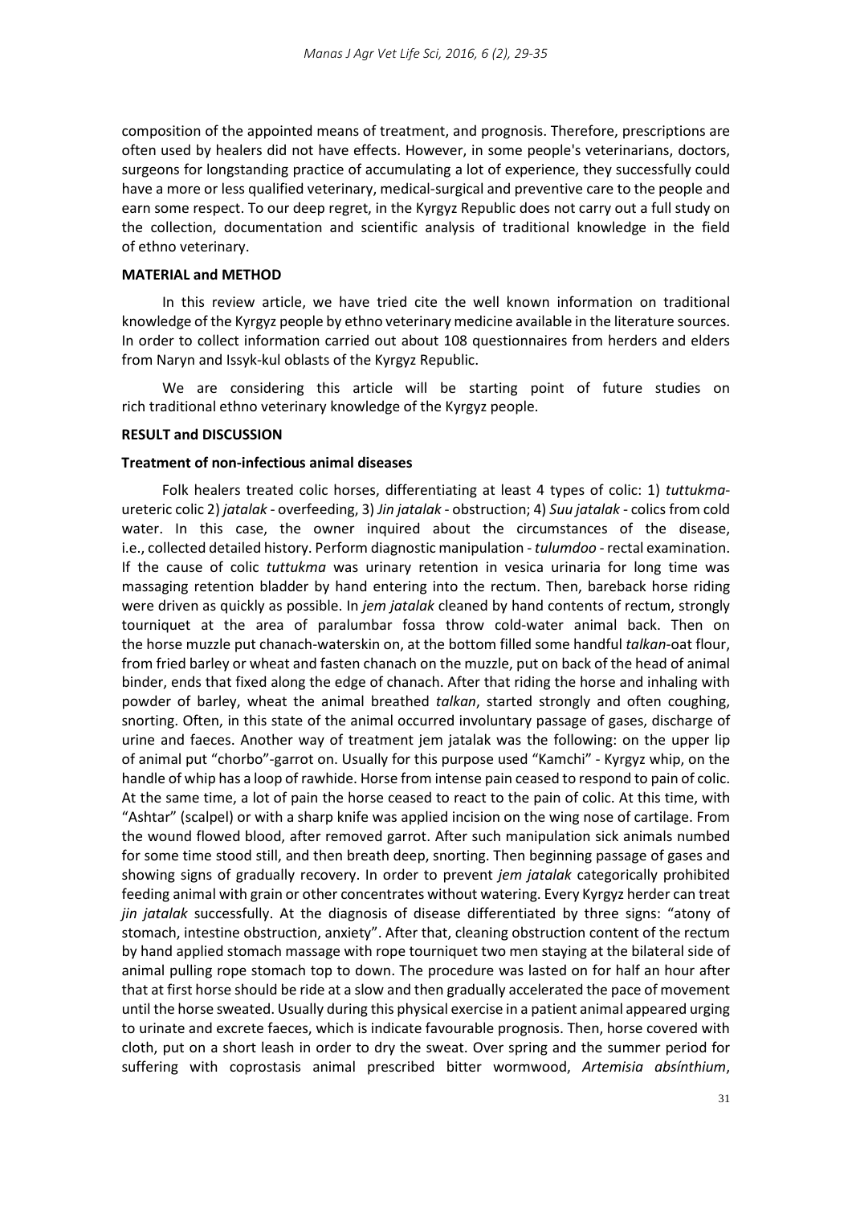composition of the appointed means of treatment, and prognosis. Therefore, prescriptions are often used by healers did not have effects. However, in some people's veterinarians, doctors, surgeons for longstanding practice of accumulating a lot of experience, they successfully could have a more or less qualified veterinary, medical-surgical and preventive care to the people and earn some respect. To our deep regret, in the Kyrgyz Republic does not carry out a full study on the collection, documentation and scientific analysis of traditional knowledge in the field of ethno veterinary.

## MATERIAL and METHOD

In this review article, we have tried cite the well known information on traditional knowledge of the Kyrgyz people by ethno veterinary medicine available in the literature sources. In order to collect information carried out about 108 questionnaires from herders and elders from Naryn and Issyk-kul oblasts of the Kyrgyz Republic.

We are considering this article will be starting point of future studies on rich traditional ethno veterinary knowledge of the Kyrgyz people.

## RESULT and DISCUSSION

### Treatment of non-infectious animal diseases

Folk healers treated colic horses, differentiating at least 4 types of colic: 1) *tuttukma*-ureteric colic 2) *jatalak* - overfeeding, 3) *Jin jatalak* - obstruction; 4) *Suu jatalak* - colics from cold water. In this case, the owner inquired about the circumstances of the disease, i.e., collected detailed history. Perform diagnostic manipulation - *tulumdoo* - rectal examination. If the cause of colic *tuttukma* was urinary retention in vesica urinaria for long time was massaging retention bladder by hand entering into the rectum. Then, bareback horse riding were driven as quickly as possible. In *jem jatalak* cleaned by hand contents of rectum, strongly tourniquet at the area of paralumbar fossa throw cold-water animal back. Then on the horse muzzle put chanach-waterskin on, at the bottom filled some handful *talkan*-oat flour, from fried barley or wheat and fasten chanach on the muzzle, put on back of the head of animal binder, ends that fixed along the edge of chanach. After that riding the horse and inhaling with powder of barley, wheat the animal breathed *talkan*, started strongly and often coughing, snorting. Often, in this state of the animal occurred involuntary passage of gases, discharge of urine and faeces. Another way of treatment jem jatalak was the following: on the upper lip of animal put "chorbo"-garrot on. Usually for this purpose used "Kamchi" - Kyrgyz whip, on the handle of whip has a loop of rawhide. Horse from intense pain ceased to respond to pain of colic. At the same time, a lot of pain the horse ceased to react to the pain of colic. At this time, with "Ashtar" (scalpel) or with a sharp knife was applied incision on the wing nose of cartilage. From the wound flowed blood, after removed garrot. After such manipulation sick animals numbed for some time stood still, and then breath deep, snorting. Then beginning passage of gases and showing signs of gradually recovery. In order to prevent *jem jatalak* categorically prohibited feeding animal with grain or other concentrates without watering. Every Kyrgyz herder can treat *jin jatalak* successfully. At the diagnosis of disease differentiated by three signs: "atony of stomach, intestine obstruction, anxiety". After that, cleaning obstruction content of the rectum by hand applied stomach massage with rope tourniquet two men staying at the bilateral side of animal pulling rope stomach top to down. The procedure was lasted on for half an hour after that at first horse should be ride at a slow and then gradually accelerated the pace of movement until the horse sweated. Usually during this physical exercise in a patient animal appeared urging to urinate and excrete faeces, which is indicate favourable prognosis. Then, horse covered with cloth, put on a short leash in order to dry the sweat. Over spring and the summer period for suffering with coprostasis animal prescribed bitter wormwood, *Artemisia absínthium*,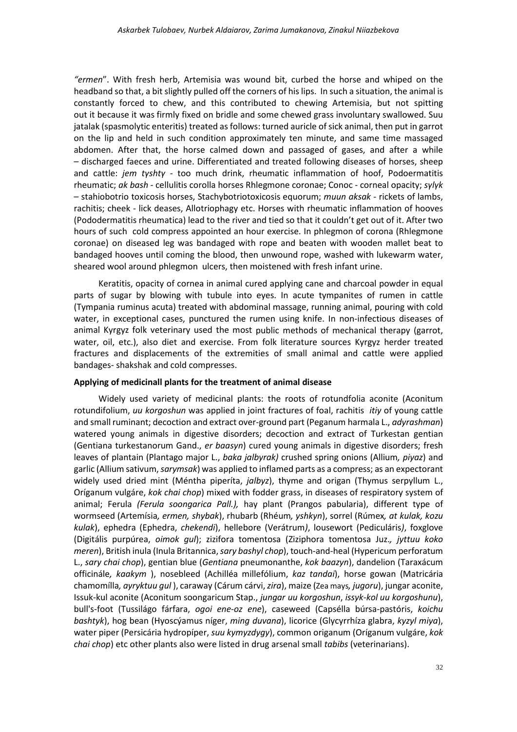*"ermen*". With fresh herb, Artemisia was wound bit, curbed the horse and whiped on the headband so that, a bit slightly pulled off the corners of his lips. In such a situation, the animal is constantly forced to chew, and this contributed to chewing Artemisia, but not spitting out it because it was firmly fixed on bridle and some chewed grass involuntary swallowed. Suu jatalak (spasmolytic enteritis) treated as follows: turned auricle of sick animal, then put in garrot on the lip and held in such condition approximately ten minute, and same time massaged abdomen. After that, the horse calmed down and passaged of gases, and after a while – discharged faeces and urine. Differentiated and treated following diseases of horses, sheep and cattle: *jem tyshty* - too much drink, rheumatic inflammation of hoof, Podoermatitis rheumatic; *ak bash* - cellulitis corolla horses Rhlegmone coronae; Conoc - corneal opacity; *sylyk* – stahiobotrio toxicosis horses, Stachybotriotoxicosis equorum; *muun aksak* - rickets of lambs, rachitis; cheek - lick deases, Allotriophagy etc. Horses with rheumatic inflammation of hooves (Pododermatitis rheumatica) lead to the river and tied so that it couldn't get out of it. After two hours of such cold compress appointed an hour exercise. In phlegmon of corona (Rhlegmone coronae) on diseased leg was bandaged with rope and beaten with wooden mallet beat to bandaged hooves until coming the blood, then unwound rope, washed with lukewarm water, sheared wool around phlegmon ulcers, then moistened with fresh infant urine.

Keratitis, opacity of cornea in animal cured applying cane and charcoal powder in equal parts of sugar by blowing with tubule into eyes. In acute tympanites of rumen in cattle (Tympania ruminus acuta) treated with abdominal massage, running animal, pouring with cold water, in exceptional cases, punctured the rumen using knife. In non-infectious diseases of animal Kyrgyz folk veterinary used the most public methods of mechanical therapy (garrot, water, oil, etc.), also diet and exercise. From folk literature sources Kyrgyz herder treated fractures and displacements of the extremities of small animal and cattle were applied bandages- shakshak and cold compresses.

**Applying of medicinall plants for the treatment of animal disease**

Widely used variety of medicinal plants: the roots of rotundfolia aconite (Aconitum rotundifolium, *uu korgoshun* was applied in joint fractures of foal, rachitis *itiy* of young cattle and small ruminant; decoction and extract over-ground part (Peganum harmala L., *adyrashman*) watered young animals in digestive disorders; decoction and extract of Turkestan gentian (Gentiana turkestanorum Gand., *er baasyn*) cured young animals in digestive disorders; fresh leaves of plantain (Plantago major L., *baka jalbyrak)* crushed spring onions (Allium*, piyaz*) and garlic (Allium sativum, *sarymsak*) was applied to inflamed parts as a compress; as an expectorant widely used dried mint (Méntha piperíta, *jalbyz*), thyme and origan (Thymus serpyllum L., Oríganum vulgáre, *kok chai chop*) mixed with fodder grass, in diseases of respiratory system of animal; Ferula *(Ferula soongarica Pall.),* hay plant (Prangos pabularia), different type of wormseed (Artemísia*, ermen, shybak*), rhubarb (Rhéum*, yshkyn*), sorrel (Rúmex*, at kulak, kozu kulak*), ephedra (Ephedra, *chekendi*), hellebore (Verátrum*)*, lousewort (Pediculáris*)*, foxglove (Digitális purpúrea, *oimok gul*); zizifora tomentosa (Ziziphora tomentosa Juz.*, jyttuu koko meren*), British inula (Inula Britannica, *sary bashyl chop*), touch-and-heal (Hypericum perforatum L., *sary chai chop*), gentian blue (*Gentiana* pneumonanthe, *kok baazyn*), dandelion (Taraxácum officinále*, kaakym* ), nosebleed (Achilléa millefólium, *kaz tandai*), horse gowan (Matricária chamomílla*, ayryktuu gul* ), caraway (Cárum cárvi, *zira*), maize (Zea mays*, jugoru*), jungar aconite, Issuk-kul aconite (Aconitum soongaricum Stap., *jungar uu korgoshun*, *issyk-kol uu korgoshunu*), bull's-foot (Tussilágo fárfara, *ogoi ene-oz ene*), caseweed (Capsélla búrsa-pastóris, *koichu bashtyk*), hog bean (Hyoscýamus níger, *ming duvana*), licorice (Glycyrrhíza glabra, *kyzyl miya*), water piper (Persicária hydropíper, *suu kymyzdygy*), common origanum (Oríganum vulgáre, *kok chai chop*) etc other plants also were listed in drug arsenal small *tabibs* (veterinarians).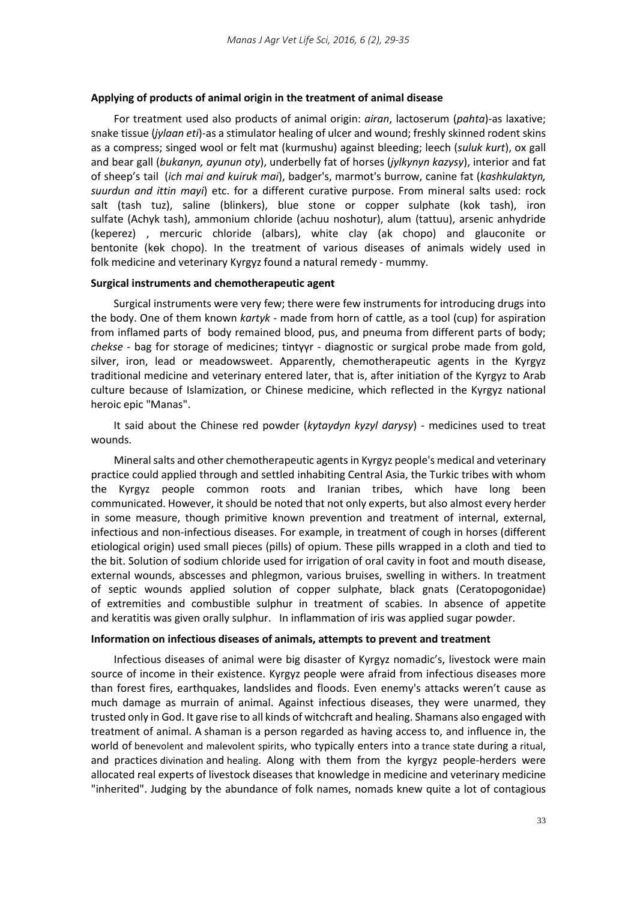**Applying of products of animal origin in the treatment of animal disease**

For treatment used also products of animal origin: *airan*, lactoserum (*pahta*)-as laxative; snake tissue (*jylaan eti*)-as a stimulator healing of ulcer and wound; freshly skinned rodent skins as a compress; singed wool or felt mat (kurmushu) against bleeding; leech (*suluk kurt*), ox gall and bear gall (*bukanyn, ayunun oty*), underbelly fat of horses (*jylkynyn kazysy*), interior and fat of sheep's tail (*ich mai and kuiruk mai*), badger's, marmot's burrow, canine fat (*kashkulaktyn, suurdun and ittin mayi*) etc. for a different curative purpose. From mineral salts used: rock salt (tash tuz), saline (blinkers), blue stone or copper sulphate (kok tash), iron sulfate (Achyk tash), ammonium chloride (achuu noshotur), alum (tattuu), arsenic anhydride (keperez) , mercuric chloride (albars), white clay (ak chopo) and glauconite or bentonite (kɵk chopo). In the treatment of various diseases of animals widely used in folk medicine and veterinary Kyrgyz found a natural remedy - mummy.

**Surgical instruments and chemotherapeutic agent**

Surgical instruments were very few; there were few instruments for introducing drugs into the body. One of them known *kartyk* - made from horn of cattle, as a tool (cup) for aspiration from inflamed parts of body remained blood, pus, and pneuma from different parts of body; *chekse* - bag for storage of medicines; tintyyr - diagnostic or surgical probe made from gold, silver, iron, lead or meadowsweet. Apparently, chemotherapeutic agents in the Kyrgyz traditional medicine and veterinary entered later, that is, after initiation of the Kyrgyz to Arab culture because of Islamization, or Chinese medicine, which reflected in the Kyrgyz national heroic epic "Manas".

It said about the Chinese red powder (*kytaydyn kyzyl darysy*) - medicines used to treat wounds.

Mineral salts and other chemotherapeutic agents in Kyrgyz people's medical and veterinary practice could applied through and settled inhabiting Central Asia, the Turkic tribes with whom the Kyrgyz people common roots and Iranian tribes, which have long been communicated. However, it should be noted that not only experts, but also almost every herder in some measure, though primitive known prevention and treatment of internal, external, infectious and non-infectious diseases. For example, in treatment of cough in horses (different etiological origin) used small pieces (pills) of opium. These pills wrapped in a cloth and tied to the bit. Solution of sodium chloride used for irrigation of oral cavity in foot and mouth disease, external wounds, abscesses and phlegmon, various bruises, swelling in withers. In treatment of septic wounds applied solution of copper sulphate, black gnats (Ceratopogonidae) of extremities and combustible sulphur in treatment of scabies. In absence of appetite and keratitis was given orally sulphur. In inflammation of iris was applied sugar powder.

**Information on infectious diseases of animals, attempts to prevent and treatment**

Infectious diseases of animal were big disaster of Kyrgyz nomadic's, livestock were main source of income in their existence. Kyrgyz people were afraid from infectious diseases more than forest fires, earthquakes, landslides and floods. Even enemy's attacks weren't cause as much damage as murrain of animal. Against infectious diseases, they were unarmed, they trusted only in God. It gave rise to all kinds of witchcraft and healing. Shamans also engaged with treatment of animal. A shaman is a person regarded as having access to, and influence in, the world of benevolent and malevolent spirits, who typically enters into a trance state during a ritual, and practices divination and healing. Along with them from the kyrgyz people-herders were allocated real experts of livestock diseases that knowledge in medicine and veterinary medicine "inherited". Judging by the abundance of folk names, nomads knew quite a lot of contagious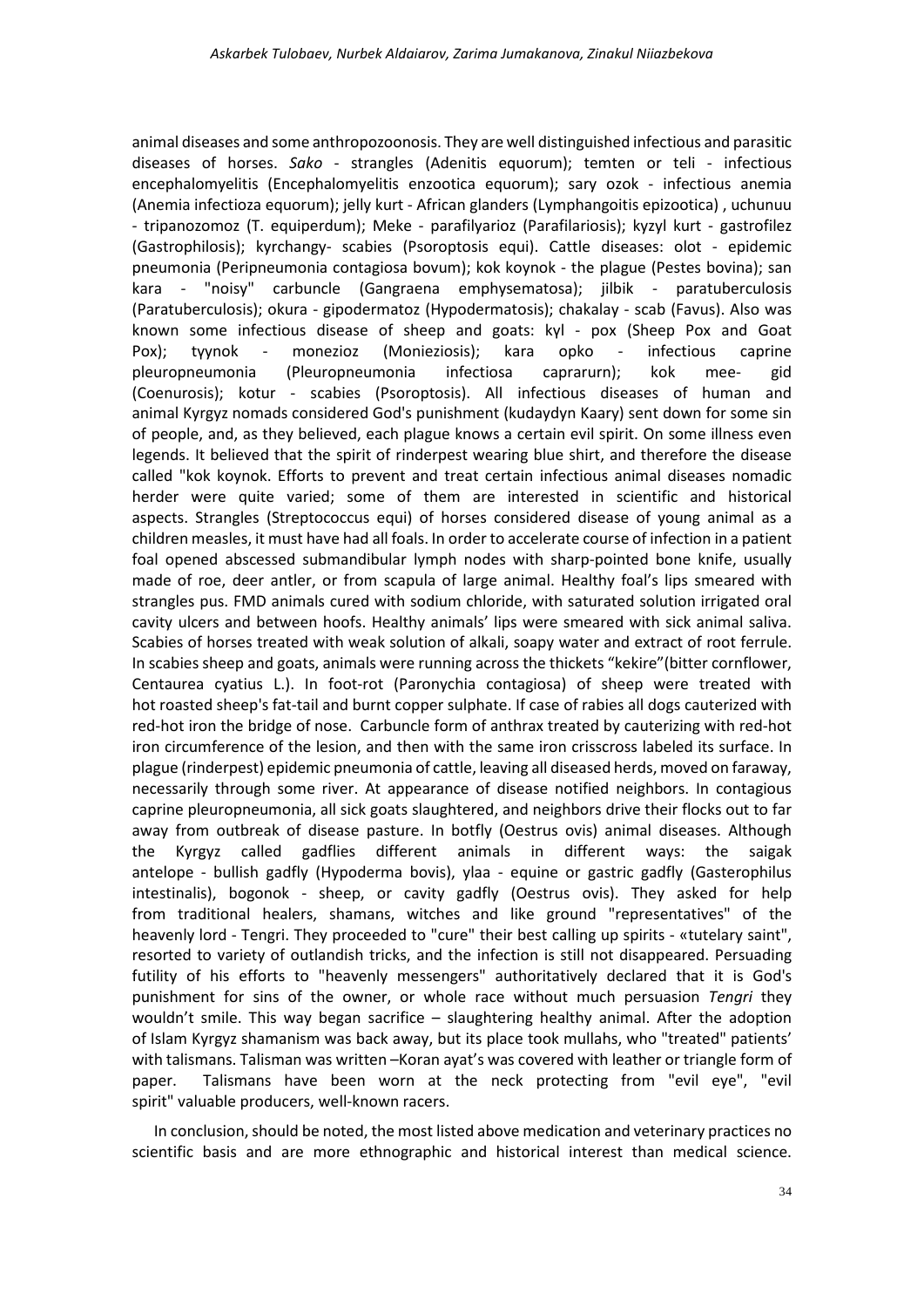animal diseases and some anthropozoonosis. They are well distinguished infectious and parasitic diseases of horses. *Sako* - strangles (Adenitis equorum); temten or teli - infectious encephalomyelitis (Encephalomyelitis enzootica equorum); sary ozok - infectious anemia (Anemia infectioza equorum); jelly kurt - African glanders (Lymphangoitis epizootica) , uchunuu - tripanozomoz (T. equiperdum); Meke - parafilyarioz (Parafilariosis); kyzyl kurt - gastrofilez (Gastrophilosis); kyrchangy- scabies (Psoroptosis equi). Cattle diseases: olot - epidemic pneumonia (Peripneumonia contagiosa bovum); kok koynok - the plague (Pestes bovina); san kara - "noisy" carbuncle (Gangraena emphysematosa); jilbik - paratuberculosis (Paratuberculosis); okura - gipodermatoz (Hypodermatosis); chakalay - scab (Favus). Also was known some infectious disease of sheep and goats: kyl - pox (Sheep Pox and Goat Pox); tyynok - monezioz (Monieziosis); kara opko - infectious caprine pleuropneumonia (Pleuropneumonia infectiosa caprarurn); kok mee- gid (Coenurosis); kotur - scabies (Psoroptosis). All infectious diseases of human and animal Kyrgyz nomads considered God's punishment (kudaydyn Kaary) sent down for some sin of people, and, as they believed, each plague knows a certain evil spirit. On some illness even legends. It believed that the spirit of rinderpest wearing blue shirt, and therefore the disease called "kok koynok. Efforts to prevent and treat certain infectious animal diseases nomadic herder were quite varied; some of them are interested in scientific and historical aspects. Strangles (Streptococcus equi) of horses considered disease of young animal as a children measles, it must have had all foals. In order to accelerate course of infection in a patient foal opened abscessed submandibular lymph nodes with sharp-pointed bone knife, usually made of roe, deer antler, or from scapula of large animal. Healthy foal's lips smeared with strangles pus. FMD animals cured with sodium chloride, with saturated solution irrigated oral cavity ulcers and between hoofs. Healthy animals' lips were smeared with sick animal saliva. Scabies of horses treated with weak solution of alkali, soapy water and extract of root ferrule. In scabies sheep and goats, animals were running across the thickets "kekire"(bitter cornflower, Centaurea cyatius L.). In foot-rot (Paronychia contagiosa) of sheep were treated with hot roasted sheep's fat-tail and burnt copper sulphate. If case of rabies all dogs cauterized with red-hot iron the bridge of nose. Carbuncle form of anthrax treated by cauterizing with red-hot iron circumference of the lesion, and then with the same iron crisscross labeled its surface. In plague (rinderpest) epidemic pneumonia of cattle, leaving all diseased herds, moved on faraway, necessarily through some river. At appearance of disease notified neighbors. In contagious caprine pleuropneumonia, all sick goats slaughtered, and neighbors drive their flocks out to far away from outbreak of disease pasture. In botfly (Oestrus ovis) animal diseases. Although the Kyrgyz called gadflies different animals in different ways: the saigak antelope - bullish gadfly (Hypoderma bovis), ylaa - equine or gastric gadfly (Gasterophilus intestinalis), bogonok - sheep, or cavity gadfly (Oestrus ovis). They asked for help from traditional healers, shamans, witches and like ground "representatives" of the heavenly lord - Tengri. They proceeded to "cure" their best calling up spirits - «tutelary saint", resorted to variety of outlandish tricks, and the infection is still not disappeared. Persuading futility of his efforts to "heavenly messengers" authoritatively declared that it is God's punishment for sins of the owner, or whole race without much persuasion *Tengri* they wouldn't smile. This way began sacrifice – slaughtering healthy animal. After the adoption of Islam Kyrgyz shamanism was back away, but its place took mullahs, who "treated" patients' with talismans. Talisman was written –Koran ayat's was covered with leather or triangle form of paper. Talismans have been worn at the neck protecting from "evil eye", "evil spirit" valuable producers, well-known racers.

In conclusion, should be noted, the most listed above medication and veterinary practices no scientific basis and are more ethnographic and historical interest than medical science.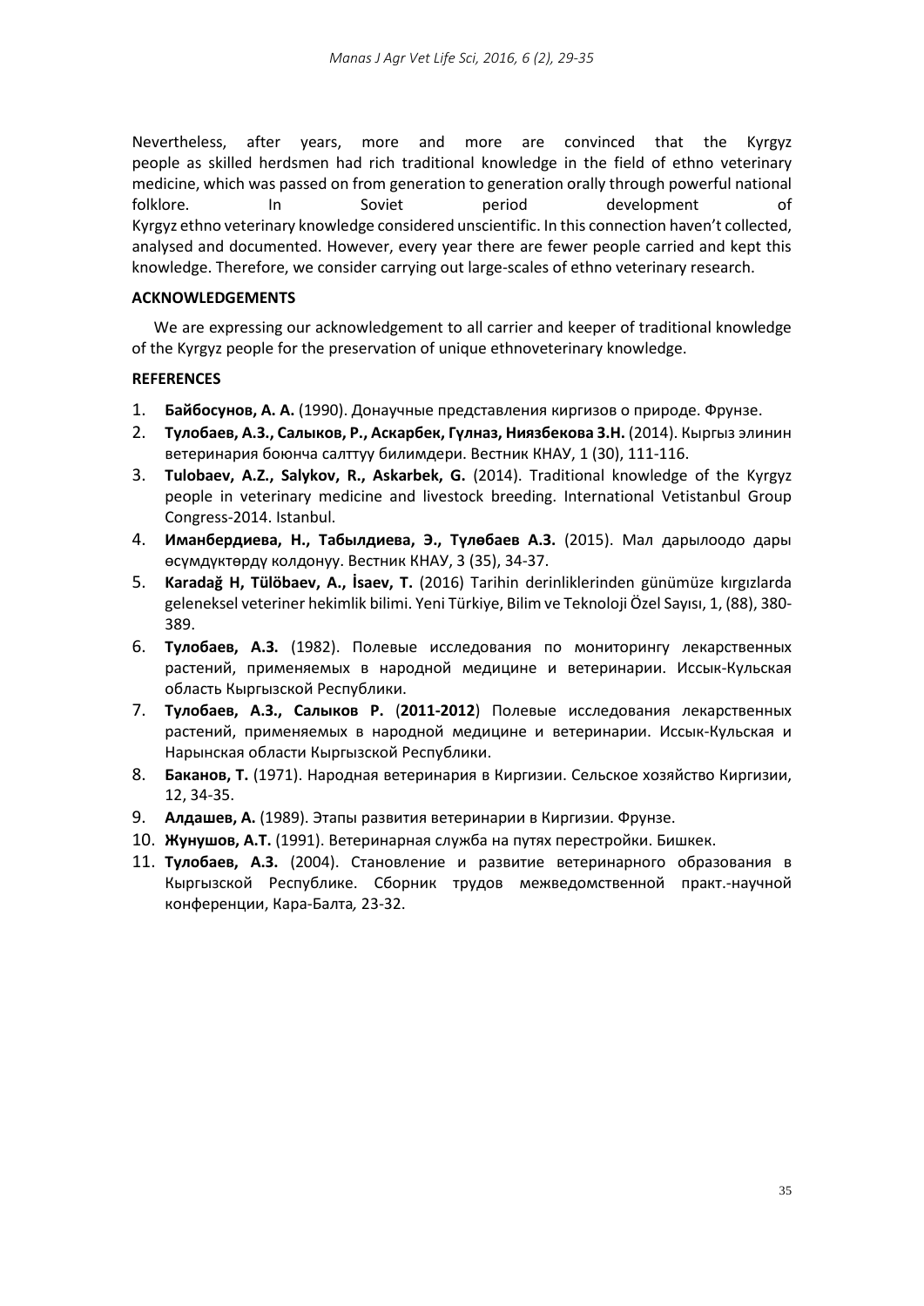Nevertheless, after years, more and more are convinced that the Kyrgyz people as skilled herdsmen had rich traditional knowledge in the field of ethno veterinary medicine, which was passed on from generation to generation orally through powerful national folklore. In Soviet period development of Kyrgyz ethno veterinary knowledge considered unscientific. In this connection haven't collected, analysed and documented. However, every year there are fewer people carried and kept this knowledge. Therefore, we consider carrying out large-scales of ethno veterinary research.

**ACKNOWLEDGEMENTS**

We are expressing our acknowledgement to all carrier and keeper of traditional knowledge of the Kyrgyz people for the preservation of unique ethnoveterinary knowledge.

**REFERENCES**

1. **Байбосунов, А. А.** (1990). Донаучные представления киргизов о природе. Фрунзе.
2. **Тулобаев, А.З., Салыков, Р., Аскарбек, Гүлназ, Ниязбекова З.Н.** (2014). Кыргыз элинин ветеринария боюнча салттуу билимдери. Вестник КНАУ, 1 (30), 111-116.
3. **Tulobaev, A.Z., Salykov, R., Askarbek, G.** (2014). Traditional knowledge of the Kyrgyz people in veterinary medicine and livestock breeding. International Vetistanbul Group Congress-2014. Istanbul.
4. **Иманбердиева, Н., Табылдиева, Э., Түлөбаев А.З.** (2015). Мал дарылоодо дары өсүмдүктөрдү колдонуу. Вестник КНАУ, 3 (35), 34-37.
5. **Karadağ H, Tülöbaev, A., İsaev, T.** (2016) Tarihin derinliklerinden günümüze kırgızlarda geleneksel veteriner hekimlik bilimi. Yeni Türkiye, Bilim ve Teknoloji Özel Sayısı, 1, (88), 380-389.
6. **Тулобаев, А.З.** (1982). Полевые исследования по мониторингу лекарственных растений, применяемых в народной медицине и ветеринарии. Иссык-Кульская область Кыргызской Республики.
7. **Тулобаев, А.З., Салыков Р.** (**2011-2012**) Полевые исследования лекарственных растений, применяемых в народной медицине и ветеринарии. Иссык-Кульская и Нарынская области Кыргызской Республики.
8. **Баканов, Т.** (1971). Народная ветеринария в Киргизии. Сельское хозяйство Киргизии, 12, 34-35.
9. **Алдашев, А.** (1989). Этапы развития ветеринарии в Киргизии. Фрунзе.
10. **Жунушов, А.Т.** (1991). Ветеринарная служба на путях перестройки. Бишкек.
11. **Тулобаев, А.З.** (2004). Становление и развитие ветеринарного образования в Кыргызской Республике. Сборник трудов межведомственной практ.-научной конференции, Кара-Балта*,* 23-32.